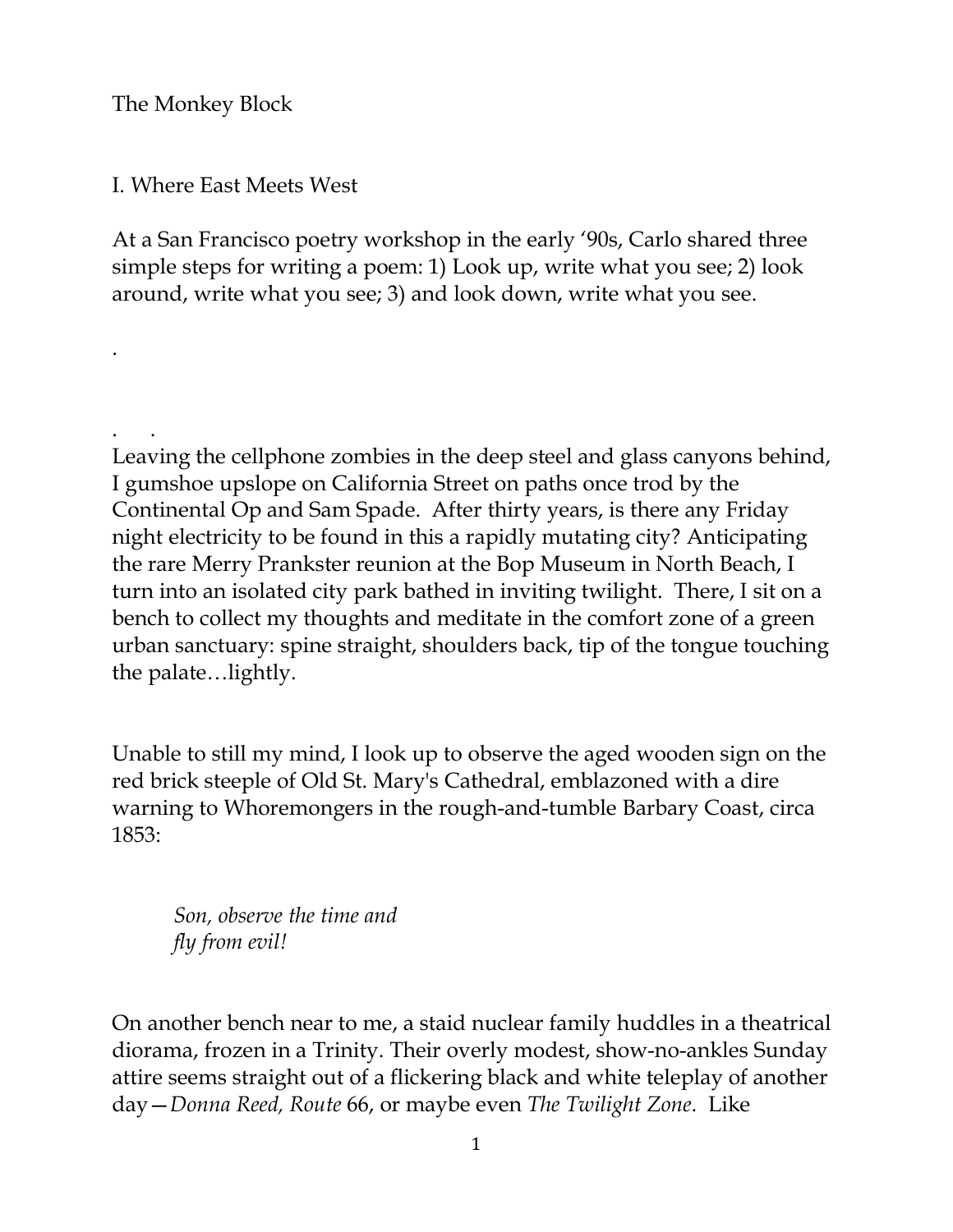# The Monkey Block

## I. Where East Meets West

At a San Francisco poetry workshop in the early '90s, Carlo shared three simple steps for writing a poem: 1) Look up, write what you see; 2) look around, write what you see; 3) and look down, write what you see.

.

.    .

Leaving the cellphone zombies in the deep steel and glass canyons behind, I gumshoe upslope on California Street on paths once trod by the Continental Op and Sam Spade. After thirty years, is there any Friday night electricity to be found in this a rapidly mutating city? Anticipating the rare Merry Prankster reunion at the Bop Museum in North Beach, I turn into an isolated city park bathed in inviting twilight. There, I sit on a bench to collect my thoughts and meditate in the comfort zone of a green urban sanctuary: spine straight, shoulders back, tip of the tongue touching the palate…lightly.

Unable to still my mind, I look up to observe the aged wooden sign on the red brick steeple of Old St. Mary's Cathedral, emblazoned with a dire warning to Whoremongers in the rough-and-tumble Barbary Coast, circa 1853:

> *Son, observe the time and*
> *fly from evil!*

On another bench near to me, a staid nuclear family huddles in a theatrical diorama, frozen in a Trinity. Their overly modest, show-no-ankles Sunday attire seems straight out of a flickering black and white teleplay of another day—*Donna Reed, Route* 66, or maybe even *The Twilight Zone*. Like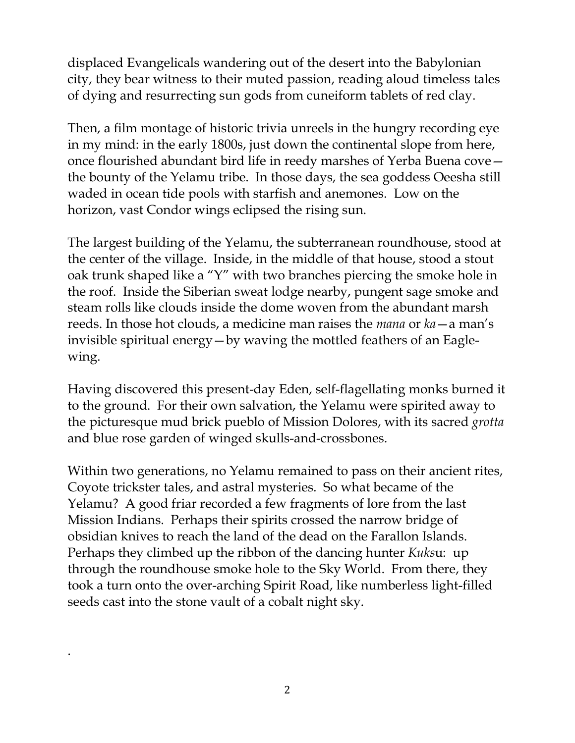displaced Evangelicals wandering out of the desert into the Babylonian city, they bear witness to their muted passion, reading aloud timeless tales of dying and resurrecting sun gods from cuneiform tablets of red clay.

Then, a film montage of historic trivia unreels in the hungry recording eye in my mind: in the early 1800s, just down the continental slope from here, once flourished abundant bird life in reedy marshes of Yerba Buena cove—the bounty of the Yelamu tribe. In those days, the sea goddess Oeesha still waded in ocean tide pools with starfish and anemones. Low on the horizon, vast Condor wings eclipsed the rising sun.

The largest building of the Yelamu, the subterranean roundhouse, stood at the center of the village. Inside, in the middle of that house, stood a stout oak trunk shaped like a "Y" with two branches piercing the smoke hole in the roof. Inside the Siberian sweat lodge nearby, pungent sage smoke and steam rolls like clouds inside the dome woven from the abundant marsh reeds. In those hot clouds, a medicine man raises the *mana* or *ka*—a man's invisible spiritual energy—by waving the mottled feathers of an Eagle-wing.

Having discovered this present-day Eden, self-flagellating monks burned it to the ground. For their own salvation, the Yelamu were spirited away to the picturesque mud brick pueblo of Mission Dolores, with its sacred *grotta* and blue rose garden of winged skulls-and-crossbones.

Within two generations, no Yelamu remained to pass on their ancient rites, Coyote trickster tales, and astral mysteries. So what became of the Yelamu? A good friar recorded a few fragments of lore from the last Mission Indians. Perhaps their spirits crossed the narrow bridge of obsidian knives to reach the land of the dead on the Farallon Islands. Perhaps they climbed up the ribbon of the dancing hunter *Kuks*u: up through the roundhouse smoke hole to the Sky World. From there, they took a turn onto the over-arching Spirit Road, like numberless light-filled seeds cast into the stone vault of a cobalt night sky.

.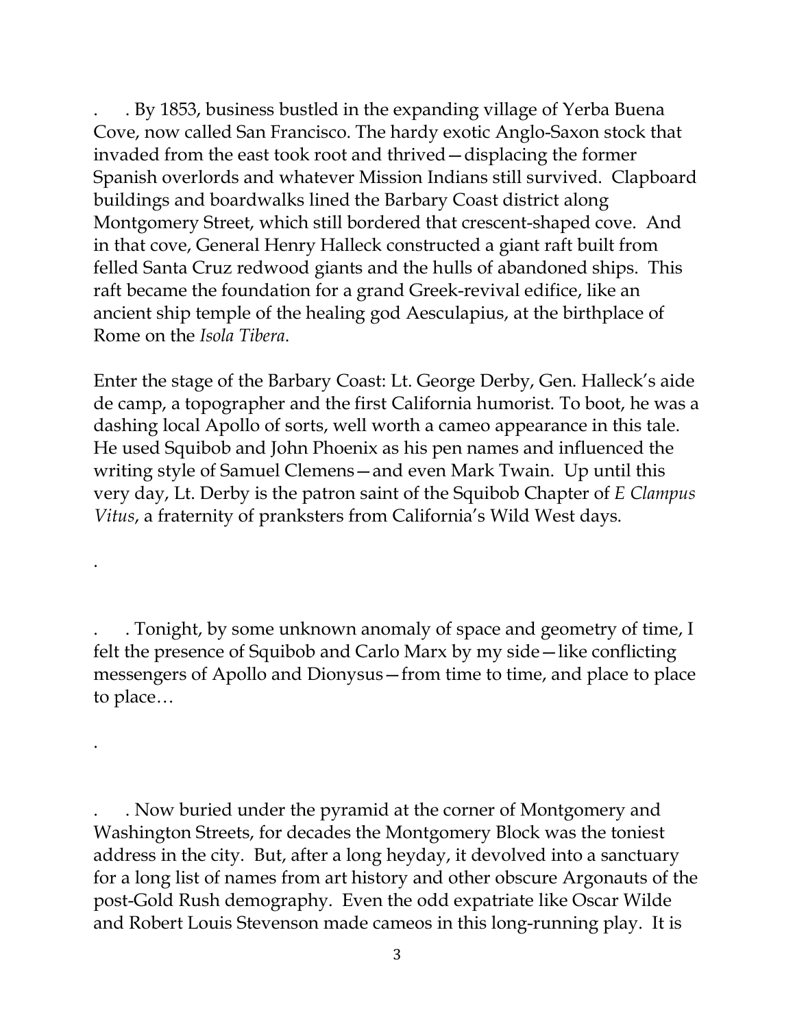. . By 1853, business bustled in the expanding village of Yerba Buena Cove, now called San Francisco. The hardy exotic Anglo-Saxon stock that invaded from the east took root and thrived—displacing the former Spanish overlords and whatever Mission Indians still survived. Clapboard buildings and boardwalks lined the Barbary Coast district along Montgomery Street, which still bordered that crescent-shaped cove. And in that cove, General Henry Halleck constructed a giant raft built from felled Santa Cruz redwood giants and the hulls of abandoned ships. This raft became the foundation for a grand Greek-revival edifice, like an ancient ship temple of the healing god Aesculapius, at the birthplace of Rome on the *Isola Tibera*.

Enter the stage of the Barbary Coast: Lt. George Derby, Gen. Halleck's aide de camp, a topographer and the first California humorist. To boot, he was a dashing local Apollo of sorts, well worth a cameo appearance in this tale. He used Squibob and John Phoenix as his pen names and influenced the writing style of Samuel Clemens—and even Mark Twain. Up until this very day, Lt. Derby is the patron saint of the Squibob Chapter of *E Clampus Vitus*, a fraternity of pranksters from California's Wild West days.

.

. . Tonight, by some unknown anomaly of space and geometry of time, I felt the presence of Squibob and Carlo Marx by my side—like conflicting messengers of Apollo and Dionysus—from time to time, and place to place to place…

.

. . Now buried under the pyramid at the corner of Montgomery and Washington Streets, for decades the Montgomery Block was the toniest address in the city. But, after a long heyday, it devolved into a sanctuary for a long list of names from art history and other obscure Argonauts of the post-Gold Rush demography. Even the odd expatriate like Oscar Wilde and Robert Louis Stevenson made cameos in this long-running play. It is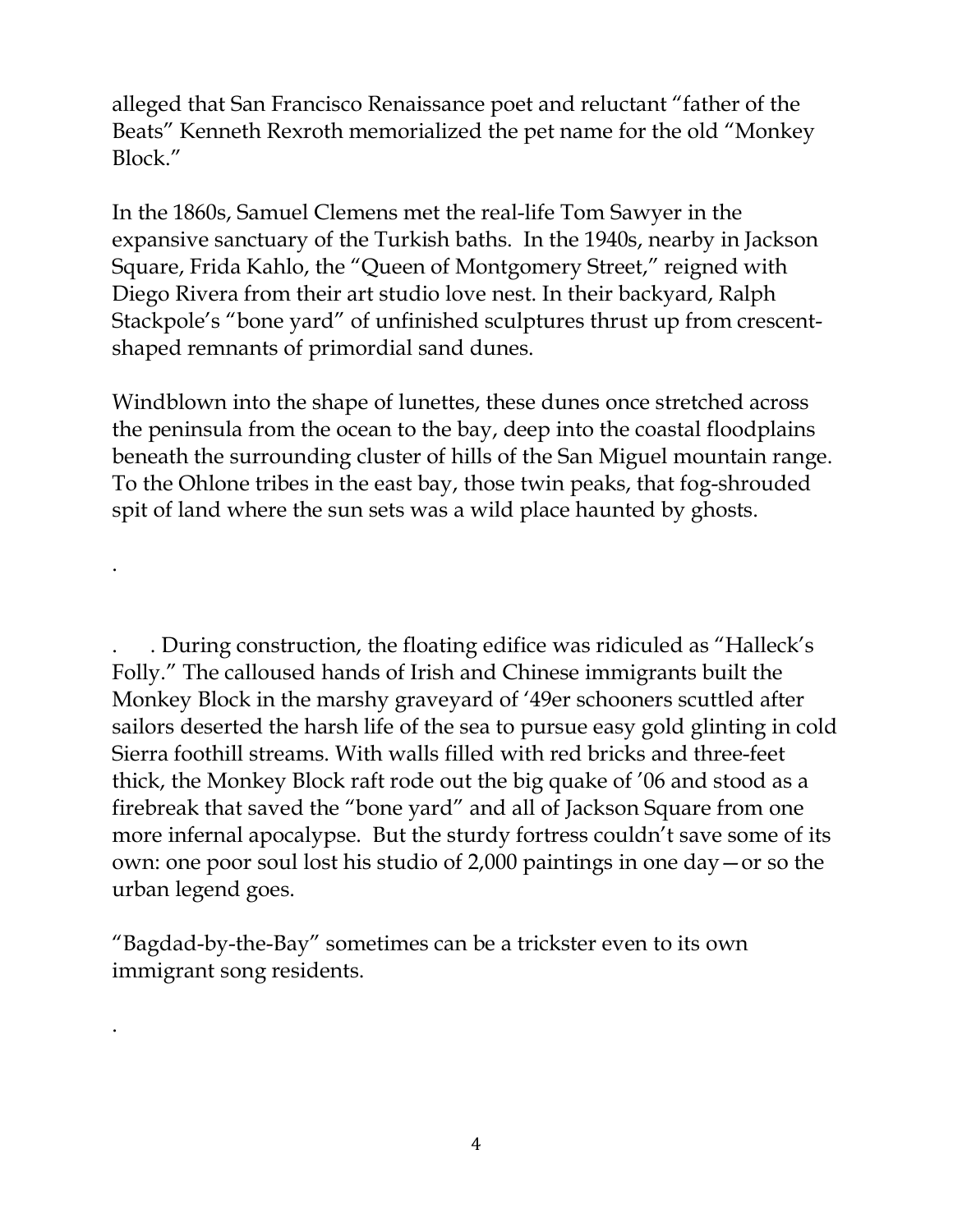alleged that San Francisco Renaissance poet and reluctant "father of the Beats" Kenneth Rexroth memorialized the pet name for the old "Monkey Block."

In the 1860s, Samuel Clemens met the real-life Tom Sawyer in the expansive sanctuary of the Turkish baths. In the 1940s, nearby in Jackson Square, Frida Kahlo, the "Queen of Montgomery Street," reigned with Diego Rivera from their art studio love nest. In their backyard, Ralph Stackpole's "bone yard" of unfinished sculptures thrust up from crescent-shaped remnants of primordial sand dunes.

Windblown into the shape of lunettes, these dunes once stretched across the peninsula from the ocean to the bay, deep into the coastal floodplains beneath the surrounding cluster of hills of the San Miguel mountain range. To the Ohlone tribes in the east bay, those twin peaks, that fog-shrouded spit of land where the sun sets was a wild place haunted by ghosts.

.

. . During construction, the floating edifice was ridiculed as "Halleck's Folly." The calloused hands of Irish and Chinese immigrants built the Monkey Block in the marshy graveyard of '49er schooners scuttled after sailors deserted the harsh life of the sea to pursue easy gold glinting in cold Sierra foothill streams. With walls filled with red bricks and three-feet thick, the Monkey Block raft rode out the big quake of '06 and stood as a firebreak that saved the "bone yard" and all of Jackson Square from one more infernal apocalypse. But the sturdy fortress couldn't save some of its own: one poor soul lost his studio of 2,000 paintings in one day—or so the urban legend goes.

"Bagdad-by-the-Bay" sometimes can be a trickster even to its own immigrant song residents.

.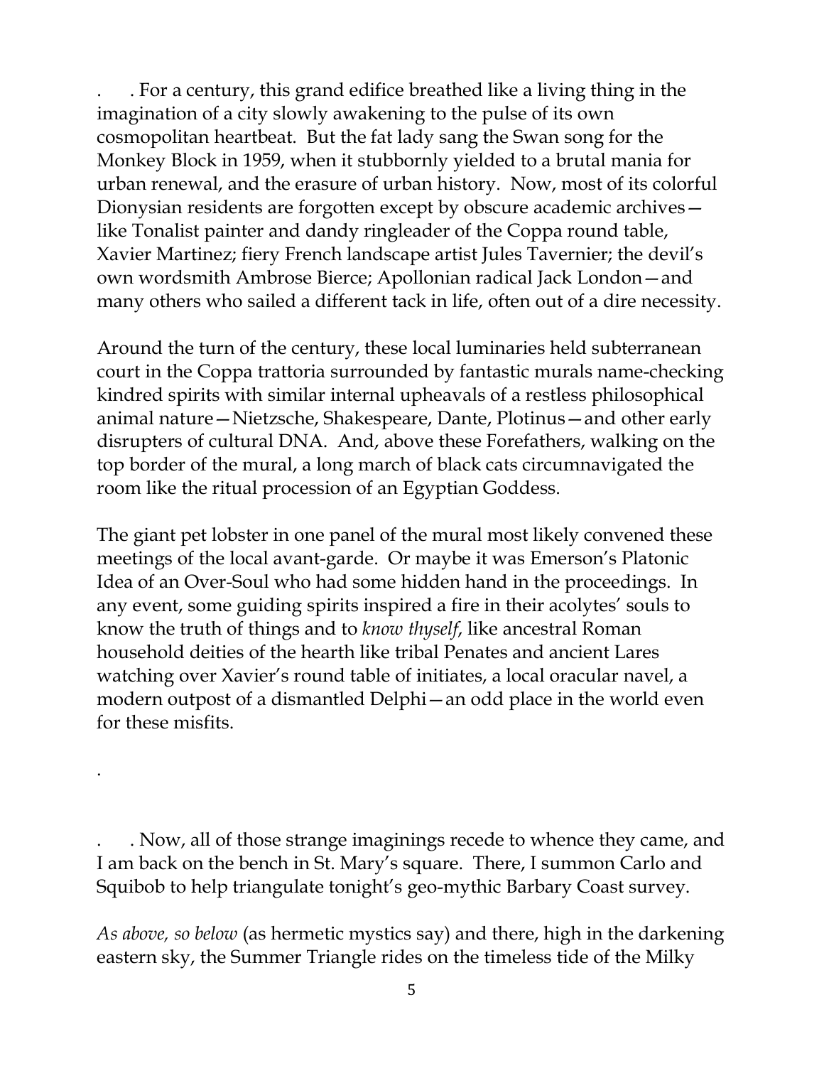. . For a century, this grand edifice breathed like a living thing in the imagination of a city slowly awakening to the pulse of its own cosmopolitan heartbeat. But the fat lady sang the Swan song for the Monkey Block in 1959, when it stubbornly yielded to a brutal mania for urban renewal, and the erasure of urban history. Now, most of its colorful Dionysian residents are forgotten except by obscure academic archives—like Tonalist painter and dandy ringleader of the Coppa round table, Xavier Martinez; fiery French landscape artist Jules Tavernier; the devil's own wordsmith Ambrose Bierce; Apollonian radical Jack London—and many others who sailed a different tack in life, often out of a dire necessity.

Around the turn of the century, these local luminaries held subterranean court in the Coppa trattoria surrounded by fantastic murals name-checking kindred spirits with similar internal upheavals of a restless philosophical animal nature—Nietzsche, Shakespeare, Dante, Plotinus—and other early disrupters of cultural DNA. And, above these Forefathers, walking on the top border of the mural, a long march of black cats circumnavigated the room like the ritual procession of an Egyptian Goddess.

The giant pet lobster in one panel of the mural most likely convened these meetings of the local avant-garde. Or maybe it was Emerson's Platonic Idea of an Over-Soul who had some hidden hand in the proceedings. In any event, some guiding spirits inspired a fire in their acolytes' souls to know the truth of things and to *know thyself*, like ancestral Roman household deities of the hearth like tribal Penates and ancient Lares watching over Xavier's round table of initiates, a local oracular navel, a modern outpost of a dismantled Delphi—an odd place in the world even for these misfits.

.

. . Now, all of those strange imaginings recede to whence they came, and I am back on the bench in St. Mary's square. There, I summon Carlo and Squibob to help triangulate tonight's geo-mythic Barbary Coast survey.

*As above, so below* (as hermetic mystics say) and there, high in the darkening eastern sky, the Summer Triangle rides on the timeless tide of the Milky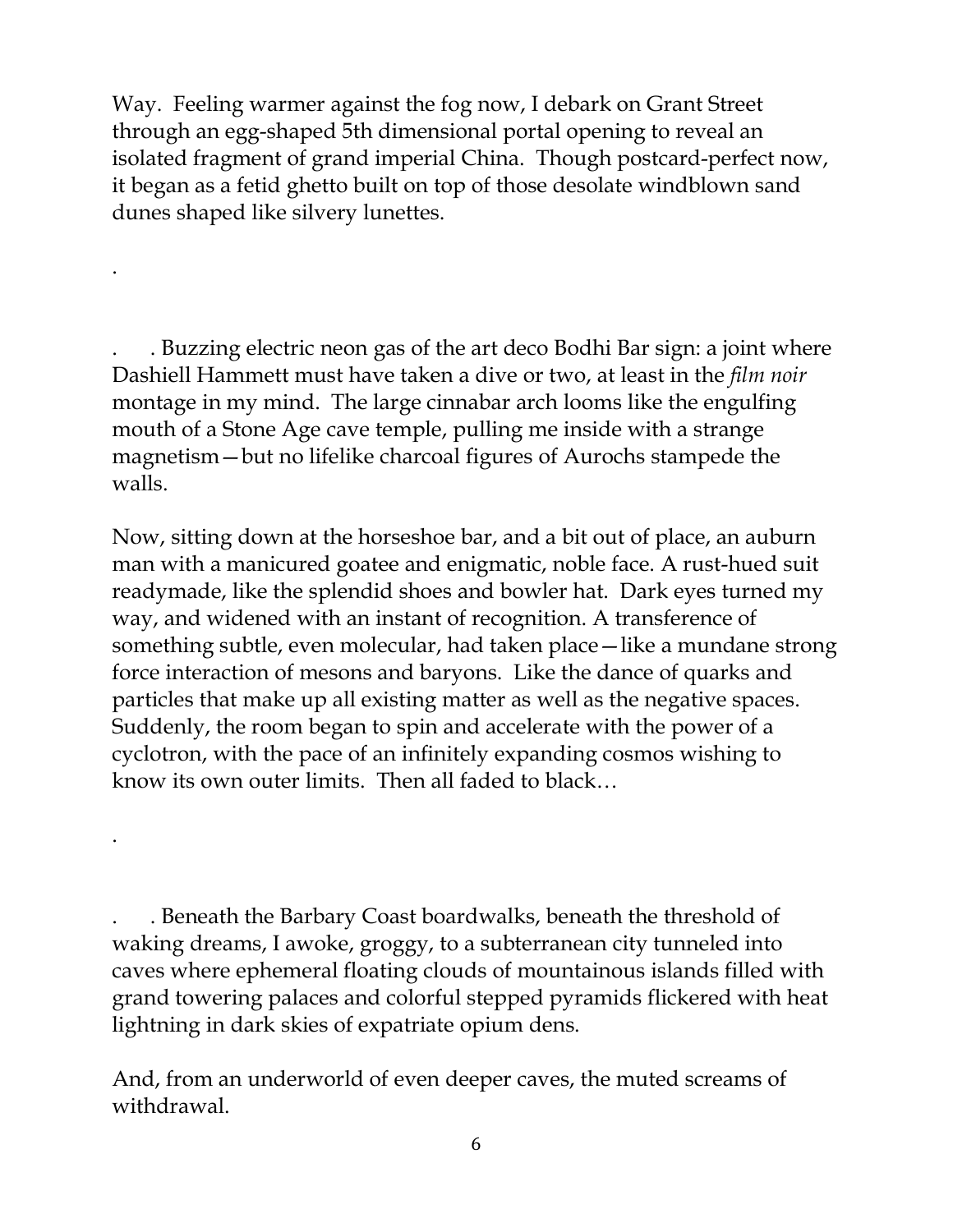Way. Feeling warmer against the fog now, I debark on Grant Street through an egg-shaped 5th dimensional portal opening to reveal an isolated fragment of grand imperial China. Though postcard-perfect now, it began as a fetid ghetto built on top of those desolate windblown sand dunes shaped like silvery lunettes.

.

. . Buzzing electric neon gas of the art deco Bodhi Bar sign: a joint where Dashiell Hammett must have taken a dive or two, at least in the *film noir* montage in my mind. The large cinnabar arch looms like the engulfing mouth of a Stone Age cave temple, pulling me inside with a strange magnetism—but no lifelike charcoal figures of Aurochs stampede the walls.

Now, sitting down at the horseshoe bar, and a bit out of place, an auburn man with a manicured goatee and enigmatic, noble face. A rust-hued suit readymade, like the splendid shoes and bowler hat. Dark eyes turned my way, and widened with an instant of recognition. A transference of something subtle, even molecular, had taken place—like a mundane strong force interaction of mesons and baryons. Like the dance of quarks and particles that make up all existing matter as well as the negative spaces. Suddenly, the room began to spin and accelerate with the power of a cyclotron, with the pace of an infinitely expanding cosmos wishing to know its own outer limits. Then all faded to black…

.

. . Beneath the Barbary Coast boardwalks, beneath the threshold of waking dreams, I awoke, groggy, to a subterranean city tunneled into caves where ephemeral floating clouds of mountainous islands filled with grand towering palaces and colorful stepped pyramids flickered with heat lightning in dark skies of expatriate opium dens.

And, from an underworld of even deeper caves, the muted screams of withdrawal.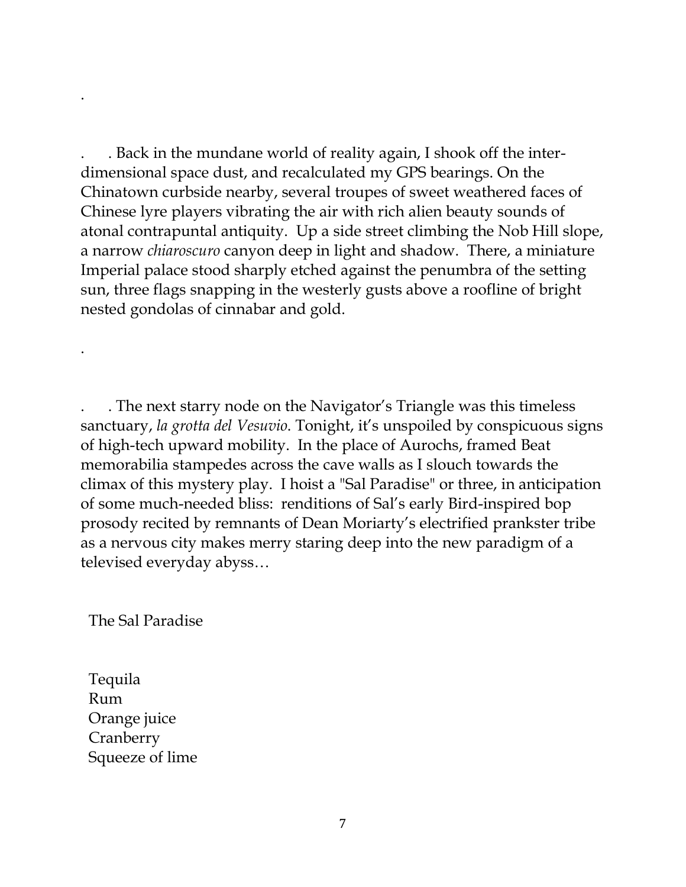.

. . Back in the mundane world of reality again, I shook off the inter-dimensional space dust, and recalculated my GPS bearings. On the Chinatown curbside nearby, several troupes of sweet weathered faces of Chinese lyre players vibrating the air with rich alien beauty sounds of atonal contrapuntal antiquity. Up a side street climbing the Nob Hill slope, a narrow *chiaroscuro* canyon deep in light and shadow. There, a miniature Imperial palace stood sharply etched against the penumbra of the setting sun, three flags snapping in the westerly gusts above a roofline of bright nested gondolas of cinnabar and gold.

.

. . The next starry node on the Navigator's Triangle was this timeless sanctuary, *la grotta del Vesuvio*. Tonight, it's unspoiled by conspicuous signs of high-tech upward mobility. In the place of Aurochs, framed Beat memorabilia stampedes across the cave walls as I slouch towards the climax of this mystery play. I hoist a "Sal Paradise" or three, in anticipation of some much-needed bliss: renditions of Sal's early Bird-inspired bop prosody recited by remnants of Dean Moriarty's electrified prankster tribe as a nervous city makes merry staring deep into the new paradigm of a televised everyday abyss…

The Sal Paradise

Tequila
Rum
Orange juice
Cranberry
Squeeze of lime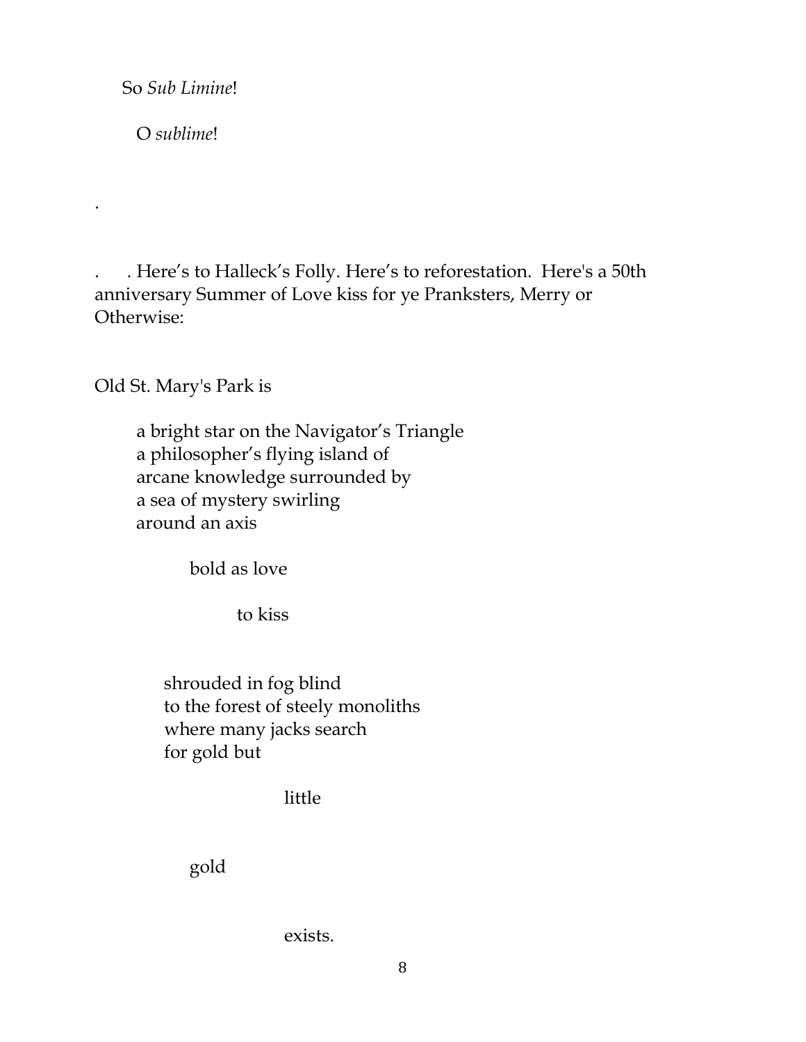So *Sub Limine*!

O *sublime*!

.

. . Here's to Halleck's Folly. Here's to reforestation. Here's a 50th anniversary Summer of Love kiss for ye Pranksters, Merry or Otherwise:

Old St. Mary's Park is

a bright star on the Navigator's Triangle  
a philosopher's flying island of  
arcane knowledge surrounded by  
a sea of mystery swirling  
around an axis

bold as love

to kiss

shrouded in fog blind  
to the forest of steely monoliths  
where many jacks search  
for gold but

little

gold

exists.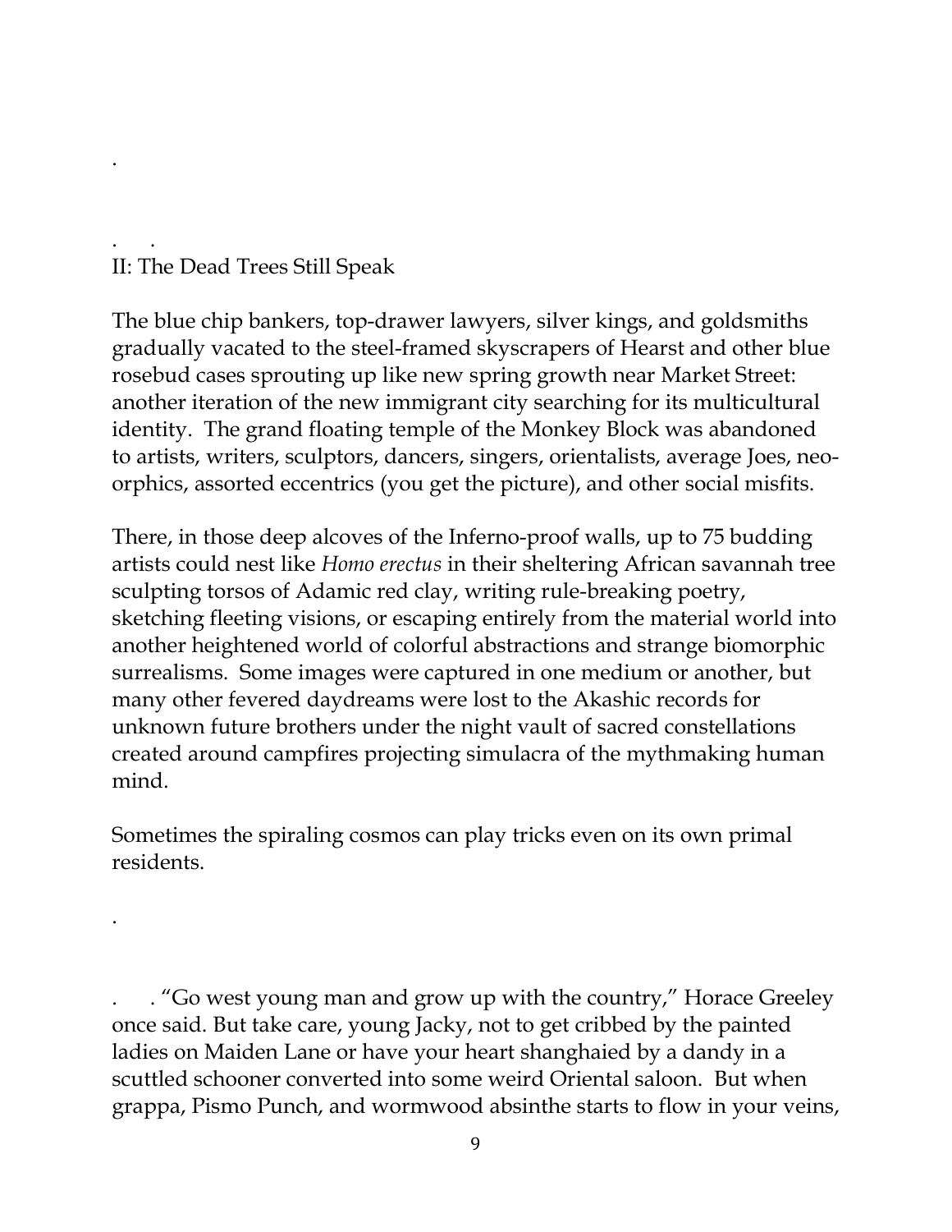.

. .

## II: The Dead Trees Still Speak

The blue chip bankers, top-drawer lawyers, silver kings, and goldsmiths gradually vacated to the steel-framed skyscrapers of Hearst and other blue rosebud cases sprouting up like new spring growth near Market Street: another iteration of the new immigrant city searching for its multicultural identity. The grand floating temple of the Monkey Block was abandoned to artists, writers, sculptors, dancers, singers, orientalists, average Joes, neo-orphics, assorted eccentrics (you get the picture), and other social misfits.

There, in those deep alcoves of the Inferno-proof walls, up to 75 budding artists could nest like *Homo erectus* in their sheltering African savannah tree sculpting torsos of Adamic red clay, writing rule-breaking poetry, sketching fleeting visions, or escaping entirely from the material world into another heightened world of colorful abstractions and strange biomorphic surrealisms. Some images were captured in one medium or another, but many other fevered daydreams were lost to the Akashic records for unknown future brothers under the night vault of sacred constellations created around campfires projecting simulacra of the mythmaking human mind.

Sometimes the spiraling cosmos can play tricks even on its own primal residents.

.

. . "Go west young man and grow up with the country," Horace Greeley once said. But take care, young Jacky, not to get cribbed by the painted ladies on Maiden Lane or have your heart shanghaied by a dandy in a scuttled schooner converted into some weird Oriental saloon. But when grappa, Pismo Punch, and wormwood absinthe starts to flow in your veins,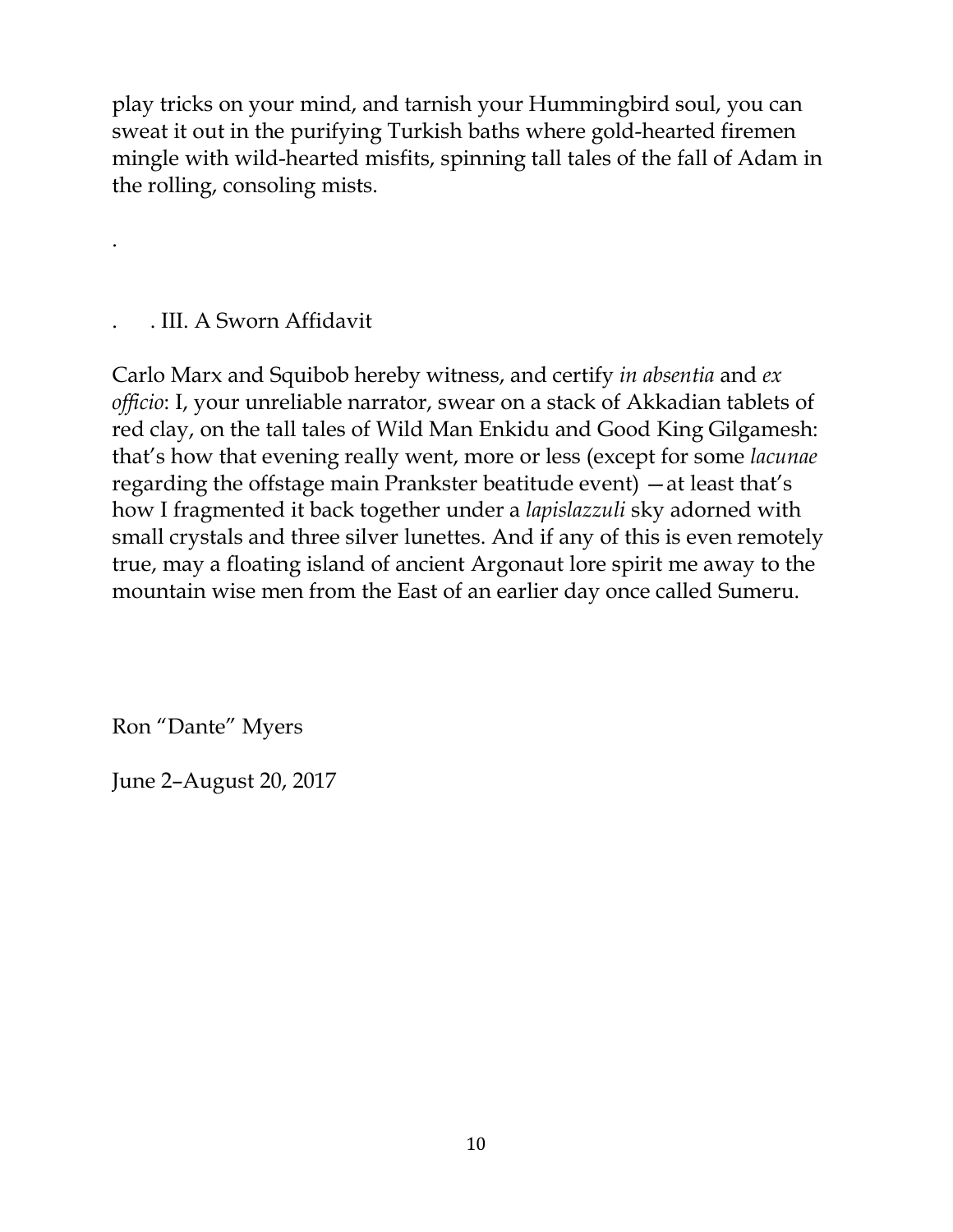play tricks on your mind, and tarnish your Hummingbird soul, you can sweat it out in the purifying Turkish baths where gold-hearted firemen mingle with wild-hearted misfits, spinning tall tales of the fall of Adam in the rolling, consoling mists.

.

. . III. A Sworn Affidavit

Carlo Marx and Squibob hereby witness, and certify *in absentia* and *ex officio*: I, your unreliable narrator, swear on a stack of Akkadian tablets of red clay, on the tall tales of Wild Man Enkidu and Good King Gilgamesh: that's how that evening really went, more or less (except for some *lacunae* regarding the offstage main Prankster beatitude event) —at least that's how I fragmented it back together under a *lapislazzuli* sky adorned with small crystals and three silver lunettes. And if any of this is even remotely true, may a floating island of ancient Argonaut lore spirit me away to the mountain wise men from the East of an earlier day once called Sumeru.

Ron "Dante" Myers

June 2–August 20, 2017